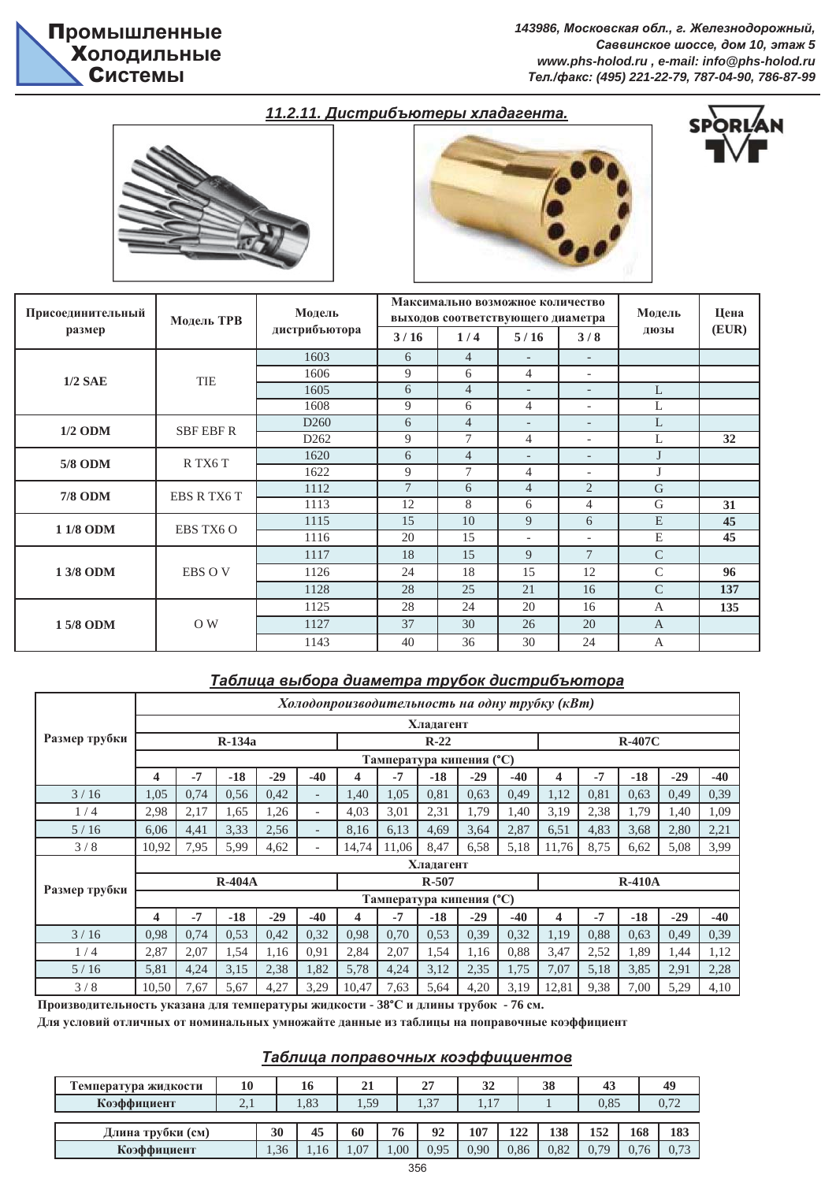## 11.2.11. Дистрибъютеры хладагента.

| Присоединительный размер | Модель ТРВ | Модель дистрибъютора | Максимально возможное количество выходов соответствующего диаметра | | | | Модель дюзы | Цена (EUR) |
|---|---|---|---|---|---|---|---|---|
| | | | 3 / 16 | 1 / 4 | 5 / 16 | 3 / 8 | | |
| 1/2 SAE | TIE | 1603 | 6 | 4 | - | - | | |
| | | 1606 | 9 | 6 | 4 | - | | |
| | | 1605 | 6 | 4 | - | - | L | |
| | | 1608 | 9 | 6 | 4 | - | L | |
| 1/2 ODM | SBF EBF R | D260 | 6 | 4 | - | - | L | |
| | | D262 | 9 | 7 | 4 | - | L | 32 |
| 5/8 ODM | R TX6 T | 1620 | 6 | 4 | - | - | J | |
| | | 1622 | 9 | 7 | 4 | - | J | |
| 7/8 ODM | EBS R TX6 T | 1112 | 7 | 6 | 4 | 2 | G | |
| | | 1113 | 12 | 8 | 6 | 4 | G | 31 |
| 1 1/8 ODM | EBS TX6 O | 1115 | 15 | 10 | 9 | 6 | E | 45 |
| | | 1116 | 20 | 15 | - | - | E | 45 |
| 1 3/8 ODM | EBS O V | 1117 | 18 | 15 | 9 | 7 | C | |
| | | 1126 | 24 | 18 | 15 | 12 | C | 96 |
| | | 1128 | 28 | 25 | 21 | 16 | C | 137 |
| 1 5/8 ODM | O W | 1125 | 28 | 24 | 20 | 16 | A | 135 |
| | | 1127 | 37 | 30 | 26 | 20 | A | |
| | | 1143 | 40 | 36 | 30 | 24 | A | |

### Таблица выбора диаметра трубок дистрибъютора

| Размер трубки | Холодопроизводительность на одну трубку (кВт) | | | | | | | | | | | | | | |
|---|---|---|---|---|---|---|---|---|---|---|---|---|---|---|---|
| | Хладагент | | | | | | | | | | | | | | |
| | R-134a | | | | | R-22 | | | | | R-407C | | | | |
| | Тампература кипения (°C) | | | | | | | | | | | | | | |
| | 4 | -7 | -18 | -29 | -40 | 4 | -7 | -18 | -29 | -40 | 4 | -7 | -18 | -29 | -40 |
| 3 / 16 | 1,05 | 0,74 | 0,56 | 0,42 | - | 1,40 | 1,05 | 0,81 | 0,63 | 0,49 | 1,12 | 0,81 | 0,63 | 0,49 | 0,39 |
| 1 / 4 | 2,98 | 2,17 | 1,65 | 1,26 | - | 4,03 | 3,01 | 2,31 | 1,79 | 1,40 | 3,19 | 2,38 | 1,79 | 1,40 | 1,09 |
| 5 / 16 | 6,06 | 4,41 | 3,33 | 2,56 | - | 8,16 | 6,13 | 4,69 | 3,64 | 2,87 | 6,51 | 4,83 | 3,68 | 2,80 | 2,21 |
| 3 / 8 | 10,92 | 7,95 | 5,99 | 4,62 | - | 14,74 | 11,06 | 8,47 | 6,58 | 5,18 | 11,76 | 8,75 | 6,62 | 5,08 | 3,99 |
| Размер трубки | Хладагент | | | | | | | | | | | | | | |
| | R-404A | | | | | R-507 | | | | | R-410A | | | | |
| | Тампература кипения (°C) | | | | | | | | | | | | | | |
| | 4 | -7 | -18 | -29 | -40 | 4 | -7 | -18 | -29 | -40 | 4 | -7 | -18 | -29 | -40 |
| 3 / 16 | 0,98 | 0,74 | 0,53 | 0,42 | 0,32 | 0,98 | 0,70 | 0,53 | 0,39 | 0,32 | 1,19 | 0,88 | 0,63 | 0,49 | 0,39 |
| 1 / 4 | 2,87 | 2,07 | 1,54 | 1,16 | 0,91 | 2,84 | 2,07 | 1,54 | 1,16 | 0,88 | 3,47 | 2,52 | 1,89 | 1,44 | 1,12 |
| 5 / 16 | 5,81 | 4,24 | 3,15 | 2,38 | 1,82 | 5,78 | 4,24 | 3,12 | 2,35 | 1,75 | 7,07 | 5,18 | 3,85 | 2,91 | 2,28 |
| 3 / 8 | 10,50 | 7,67 | 5,67 | 4,27 | 3,29 | 10,47 | 7,63 | 5,64 | 4,20 | 3,19 | 12,81 | 9,38 | 7,00 | 5,29 | 4,10 |

**Производительность указана для температуры жидкости - 38°C и длины трубок - 76 см.**

**Для условий отличных от номинальных умножайте данные из таблицы на поправочные коэффициент**

### Таблица поправочных коэффициентов

| Температура жидкости | 10 | 16 | 21 | 27 | 32 | 38 | 43 | 49 |
|---|---|---|---|---|---|---|---|---|
| Коэффициент | 2,1 | 1,83 | 1,59 | 1,37 | 1,17 | 1 | 0,85 | 0,72 |

| Длина трубки (см) | 30 | 45 | 60 | 76 | 92 | 107 | 122 | 138 | 152 | 168 | 183 |
|---|---|---|---|---|---|---|---|---|---|---|---|
| Коэффициент | 1,36 | 1,16 | 1,07 | 1,00 | 0,95 | 0,90 | 0,86 | 0,82 | 0,79 | 0,76 | 0,73 |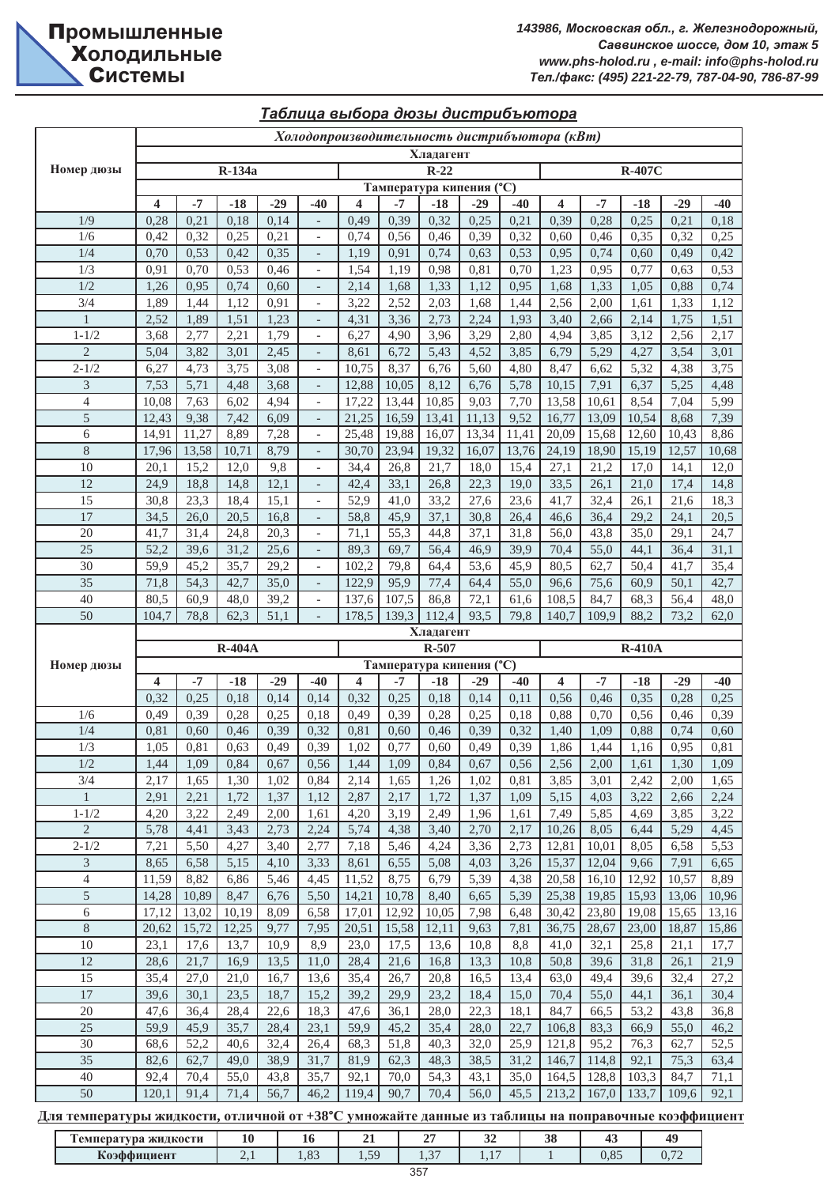## Таблица выбора дюзы дистрибьютора

| Номер дюзы | Холодопроизводительность дистрибьютора (кВт) | | | | | | | | | | | | | | |
|---|---|---|---|---|---|---|---|---|---|---|---|---|---|---|---|
| | Хладагент | | | | | | | | | | | | | | |
| | R-134a | | | | | R-22 | | | | | R-407C | | | | |
| | Тампература кипения (°С) | | | | | | | | | | | | | | |
| | 4 | -7 | -18 | -29 | -40 | 4 | -7 | -18 | -29 | -40 | 4 | -7 | -18 | -29 | -40 |
| 1/9 | 0,28 | 0,21 | 0,18 | 0,14 | - | 0,49 | 0,39 | 0,32 | 0,25 | 0,21 | 0,39 | 0,28 | 0,25 | 0,21 | 0,18 |
| 1/6 | 0,42 | 0,32 | 0,25 | 0,21 | - | 0,74 | 0,56 | 0,46 | 0,39 | 0,32 | 0,60 | 0,46 | 0,35 | 0,32 | 0,25 |
| 1/4 | 0,70 | 0,53 | 0,42 | 0,35 | - | 1,19 | 0,91 | 0,74 | 0,63 | 0,53 | 0,95 | 0,74 | 0,60 | 0,49 | 0,42 |
| 1/3 | 0,91 | 0,70 | 0,53 | 0,46 | - | 1,54 | 1,19 | 0,98 | 0,81 | 0,70 | 1,23 | 0,95 | 0,77 | 0,63 | 0,53 |
| 1/2 | 1,26 | 0,95 | 0,74 | 0,60 | - | 2,14 | 1,68 | 1,33 | 1,12 | 0,95 | 1,68 | 1,33 | 1,05 | 0,88 | 0,74 |
| 3/4 | 1,89 | 1,44 | 1,12 | 0,91 | - | 3,22 | 2,52 | 2,03 | 1,68 | 1,44 | 2,56 | 2,00 | 1,61 | 1,33 | 1,12 |
| 1 | 2,52 | 1,89 | 1,51 | 1,23 | - | 4,31 | 3,36 | 2,73 | 2,24 | 1,93 | 3,40 | 2,66 | 2,14 | 1,75 | 1,51 |
| 1-1/2 | 3,68 | 2,77 | 2,21 | 1,79 | - | 6,27 | 4,90 | 3,96 | 3,29 | 2,80 | 4,94 | 3,85 | 3,12 | 2,56 | 2,17 |
| 2 | 5,04 | 3,82 | 3,01 | 2,45 | - | 8,61 | 6,72 | 5,43 | 4,52 | 3,85 | 6,79 | 5,29 | 4,27 | 3,54 | 3,01 |
| 2-1/2 | 6,27 | 4,73 | 3,75 | 3,08 | - | 10,75 | 8,37 | 6,76 | 5,60 | 4,80 | 8,47 | 6,62 | 5,32 | 4,38 | 3,75 |
| 3 | 7,53 | 5,71 | 4,48 | 3,68 | - | 12,88 | 10,05 | 8,12 | 6,76 | 5,78 | 10,15 | 7,91 | 6,37 | 5,25 | 4,48 |
| 4 | 10,08 | 7,63 | 6,02 | 4,94 | - | 17,22 | 13,44 | 10,85 | 9,03 | 7,70 | 13,58 | 10,61 | 8,54 | 7,04 | 5,99 |
| 5 | 12,43 | 9,38 | 7,42 | 6,09 | - | 21,25 | 16,59 | 13,41 | 11,13 | 9,52 | 16,77 | 13,09 | 10,54 | 8,68 | 7,39 |
| 6 | 14,91 | 11,27 | 8,89 | 7,28 | - | 25,48 | 19,88 | 16,07 | 13,34 | 11,41 | 20,09 | 15,68 | 12,60 | 10,43 | 8,86 |
| 8 | 17,96 | 13,58 | 10,71 | 8,79 | - | 30,70 | 23,94 | 19,32 | 16,07 | 13,76 | 24,19 | 18,90 | 15,19 | 12,57 | 10,68 |
| 10 | 20,1 | 15,2 | 12,0 | 9,8 | - | 34,4 | 26,8 | 21,7 | 18,0 | 15,4 | 27,1 | 21,2 | 17,0 | 14,1 | 12,0 |
| 12 | 24,9 | 18,8 | 14,8 | 12,1 | - | 42,4 | 33,1 | 26,8 | 22,3 | 19,0 | 33,5 | 26,1 | 21,0 | 17,4 | 14,8 |
| 15 | 30,8 | 23,3 | 18,4 | 15,1 | - | 52,9 | 41,0 | 33,2 | 27,6 | 23,6 | 41,7 | 32,4 | 26,1 | 21,6 | 18,3 |
| 17 | 34,5 | 26,0 | 20,5 | 16,8 | - | 58,8 | 45,9 | 37,1 | 30,8 | 26,4 | 46,6 | 36,4 | 29,2 | 24,1 | 20,5 |
| 20 | 41,7 | 31,4 | 24,8 | 20,3 | - | 71,1 | 55,3 | 44,8 | 37,1 | 31,8 | 56,0 | 43,8 | 35,0 | 29,1 | 24,7 |
| 25 | 52,2 | 39,6 | 31,2 | 25,6 | - | 89,3 | 69,7 | 56,4 | 46,9 | 39,9 | 70,4 | 55,0 | 44,1 | 36,4 | 31,1 |
| 30 | 59,9 | 45,2 | 35,7 | 29,2 | - | 102,2 | 79,8 | 64,4 | 53,6 | 45,9 | 80,5 | 62,7 | 50,4 | 41,7 | 35,4 |
| 35 | 71,8 | 54,3 | 42,7 | 35,0 | - | 122,9 | 95,9 | 77,4 | 64,4 | 55,0 | 96,6 | 75,6 | 60,9 | 50,1 | 42,7 |
| 40 | 80,5 | 60,9 | 48,0 | 39,2 | - | 137,6 | 107,5 | 86,8 | 72,1 | 61,6 | 108,5 | 84,7 | 68,3 | 56,4 | 48,0 |
| 50 | 104,7 | 78,8 | 62,3 | 51,1 | - | 178,5 | 139,3 | 112,4 | 93,5 | 79,8 | 140,7 | 109,9 | 88,2 | 73,2 | 62,0 |
| Номер дюзы | Хладагент | | | | | | | | | | | | | | |
| | R-404A | | | | | R-507 | | | | | R-410A | | | | |
| | Тампература кипения (°С) | | | | | | | | | | | | | | |
| | 4 | -7 | -18 | -29 | -40 | 4 | -7 | -18 | -29 | -40 | 4 | -7 | -18 | -29 | -40 |
| | 0,32 | 0,25 | 0,18 | 0,14 | 0,14 | 0,32 | 0,25 | 0,18 | 0,14 | 0,11 | 0,56 | 0,46 | 0,35 | 0,28 | 0,25 |
| 1/6 | 0,49 | 0,39 | 0,28 | 0,25 | 0,18 | 0,49 | 0,39 | 0,28 | 0,25 | 0,18 | 0,88 | 0,70 | 0,56 | 0,46 | 0,39 |
| 1/4 | 0,81 | 0,60 | 0,46 | 0,39 | 0,32 | 0,81 | 0,60 | 0,46 | 0,39 | 0,32 | 1,40 | 1,09 | 0,88 | 0,74 | 0,60 |
| 1/3 | 1,05 | 0,81 | 0,63 | 0,49 | 0,39 | 1,02 | 0,77 | 0,60 | 0,49 | 0,39 | 1,86 | 1,44 | 1,16 | 0,95 | 0,81 |
| 1/2 | 1,44 | 1,09 | 0,84 | 0,67 | 0,56 | 1,44 | 1,09 | 0,84 | 0,67 | 0,56 | 2,56 | 2,00 | 1,61 | 1,30 | 1,09 |
| 3/4 | 2,17 | 1,65 | 1,30 | 1,02 | 0,84 | 2,14 | 1,65 | 1,26 | 1,02 | 0,81 | 3,85 | 3,01 | 2,42 | 2,00 | 1,65 |
| 1 | 2,91 | 2,21 | 1,72 | 1,37 | 1,12 | 2,87 | 2,17 | 1,72 | 1,37 | 1,09 | 5,15 | 4,03 | 3,22 | 2,66 | 2,24 |
| 1-1/2 | 4,20 | 3,22 | 2,49 | 2,00 | 1,61 | 4,20 | 3,19 | 2,49 | 1,96 | 1,61 | 7,49 | 5,85 | 4,69 | 3,85 | 3,22 |
| 2 | 5,78 | 4,41 | 3,43 | 2,73 | 2,24 | 5,74 | 4,38 | 3,40 | 2,70 | 2,17 | 10,26 | 8,05 | 6,44 | 5,29 | 4,45 |
| 2-1/2 | 7,21 | 5,50 | 4,27 | 3,40 | 2,77 | 7,18 | 5,46 | 4,24 | 3,36 | 2,73 | 12,81 | 10,01 | 8,05 | 6,58 | 5,53 |
| 3 | 8,65 | 6,58 | 5,15 | 4,10 | 3,33 | 8,61 | 6,55 | 5,08 | 4,03 | 3,26 | 15,37 | 12,04 | 9,66 | 7,91 | 6,65 |
| 4 | 11,59 | 8,82 | 6,86 | 5,46 | 4,45 | 11,52 | 8,75 | 6,79 | 5,39 | 4,38 | 20,58 | 16,10 | 12,92 | 10,57 | 8,89 |
| 5 | 14,28 | 10,89 | 8,47 | 6,76 | 5,50 | 14,21 | 10,78 | 8,40 | 6,65 | 5,39 | 25,38 | 19,85 | 15,93 | 13,06 | 10,96 |
| 6 | 17,12 | 13,02 | 10,19 | 8,09 | 6,58 | 17,01 | 12,92 | 10,05 | 7,98 | 6,48 | 30,42 | 23,80 | 19,08 | 15,65 | 13,16 |
| 8 | 20,62 | 15,72 | 12,25 | 9,77 | 7,95 | 20,51 | 15,58 | 12,11 | 9,63 | 7,81 | 36,75 | 28,67 | 23,00 | 18,87 | 15,86 |
| 10 | 23,1 | 17,6 | 13,7 | 10,9 | 8,9 | 23,0 | 17,5 | 13,6 | 10,8 | 8,8 | 41,0 | 32,1 | 25,8 | 21,1 | 17,7 |
| 12 | 28,6 | 21,7 | 16,9 | 13,5 | 11,0 | 28,4 | 21,6 | 16,8 | 13,3 | 10,8 | 50,8 | 39,6 | 31,8 | 26,1 | 21,9 |
| 15 | 35,4 | 27,0 | 21,0 | 16,7 | 13,6 | 35,4 | 26,7 | 20,8 | 16,5 | 13,4 | 63,0 | 49,4 | 39,6 | 32,4 | 27,2 |
| 17 | 39,6 | 30,1 | 23,5 | 18,7 | 15,2 | 39,2 | 29,9 | 23,2 | 18,4 | 15,0 | 70,4 | 55,0 | 44,1 | 36,1 | 30,4 |
| 20 | 47,6 | 36,4 | 28,4 | 22,6 | 18,3 | 47,6 | 36,1 | 28,0 | 22,3 | 18,1 | 84,7 | 66,5 | 53,2 | 43,8 | 36,8 |
| 25 | 59,9 | 45,9 | 35,7 | 28,4 | 23,1 | 59,9 | 45,2 | 35,4 | 28,0 | 22,7 | 106,8 | 83,3 | 66,9 | 55,0 | 46,2 |
| 30 | 68,6 | 52,2 | 40,6 | 32,4 | 26,4 | 68,3 | 51,8 | 40,3 | 32,0 | 25,9 | 121,8 | 95,2 | 76,3 | 62,7 | 52,5 |
| 35 | 82,6 | 62,7 | 49,0 | 38,9 | 31,7 | 81,9 | 62,3 | 48,3 | 38,5 | 31,2 | 146,7 | 114,8 | 92,1 | 75,3 | 63,4 |
| 40 | 92,4 | 70,4 | 55,0 | 43,8 | 35,7 | 92,1 | 70,0 | 54,3 | 43,1 | 35,0 | 164,5 | 128,8 | 103,3 | 84,7 | 71,1 |
| 50 | 120,1 | 91,4 | 71,4 | 56,7 | 46,2 | 119,4 | 90,7 | 70,4 | 56,0 | 45,5 | 213,2 | 167,0 | 133,7 | 109,6 | 92,1 |

**Для температуры жидкости, отличной от +38°С умножайте данные из таблицы на поправочные коэффициент**

| Температура жидкости | 10 | 16 | 21 | 27 | 32 | 38 | 43 | 49 |
|---|---|---|---|---|---|---|---|---|
| Коэффициент | 2,1 | 1,83 | 1,59 | 1,37 | 1,17 | 1 | 0,85 | 0,72 |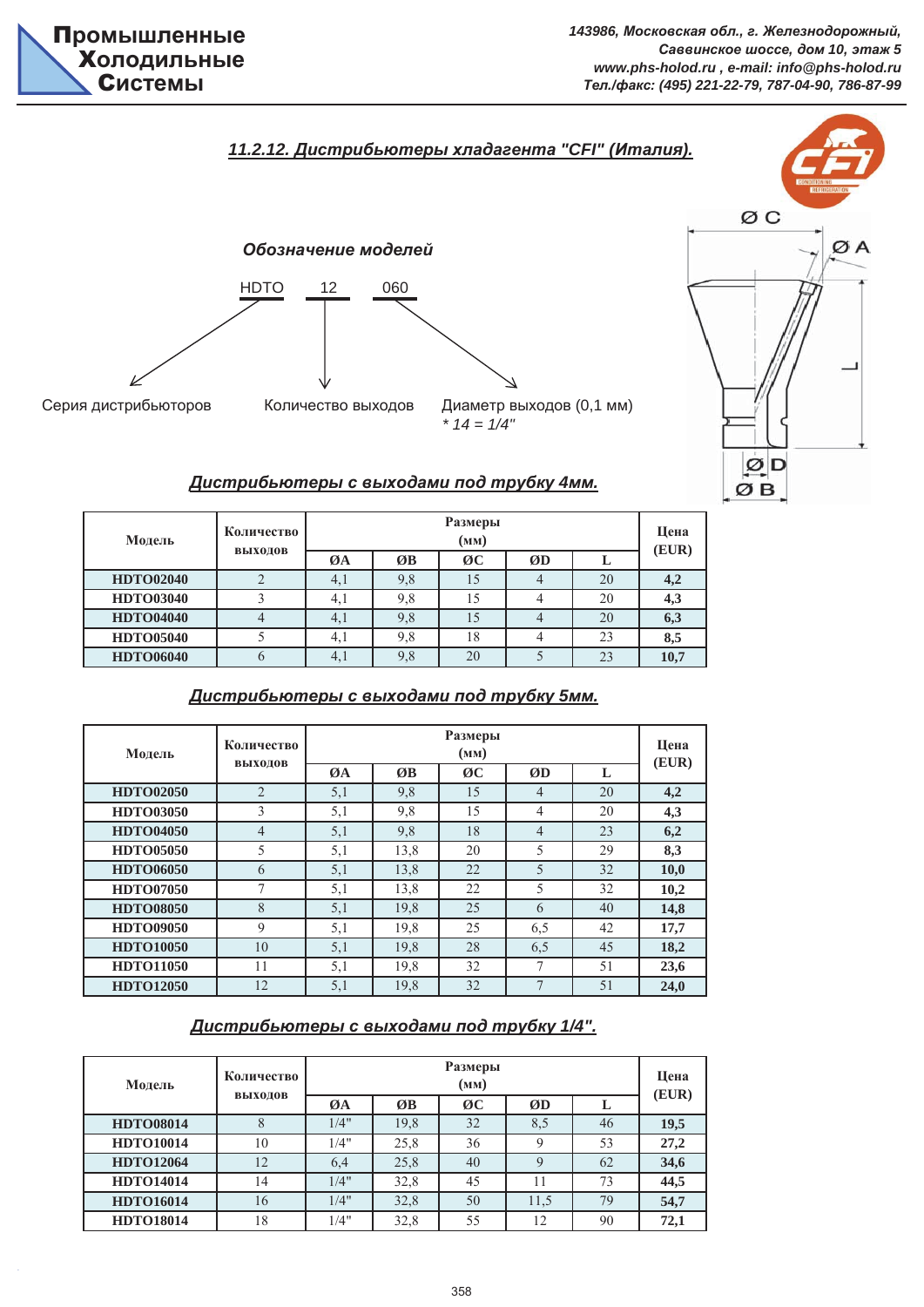**Промышленные Холодильные Системы**

*143986, Московская обл., г. Железнодорожный, Саввинское шоссе, дом 10, этаж 5*
*www.phs-holod.ru , e-mail: info@phs-holod.ru*
*Тел./факс: (495) 221-22-79, 787-04-90, 786-87-99*

## 11.2.12. Дистрибьютеры хладагента "CFI" (Италия).

### Обозначение моделей

HDTO 12 060

- HDTO — Серия дистрибьюторов
- 12 — Количество выходов
- 060 — Диаметр выходов (0,1 мм)
  *\* 14 = 1/4"*

ØC, ØA, L, ØD, ØB

### Дистрибьютеры с выходами под трубку 4мм.

| Модель | Количество выходов | Размеры (мм) | | | | | Цена (EUR) |
|---|---|---|---|---|---|---|---|
| | | ØA | ØB | ØC | ØD | L | |
| **HDTO02040** | 2 | 4,1 | 9,8 | 15 | 4 | 20 | **4,2** |
| **HDTO03040** | 3 | 4,1 | 9,8 | 15 | 4 | 20 | **4,3** |
| **HDTO04040** | 4 | 4,1 | 9,8 | 15 | 4 | 20 | **6,3** |
| **HDTO05040** | 5 | 4,1 | 9,8 | 18 | 4 | 23 | **8,5** |
| **HDTO06040** | 6 | 4,1 | 9,8 | 20 | 5 | 23 | **10,7** |

### Дистрибьютеры с выходами под трубку 5мм.

| Модель | Количество выходов | Размеры (мм) | | | | | Цена (EUR) |
|---|---|---|---|---|---|---|---|
| | | ØA | ØB | ØC | ØD | L | |
| **HDTO02050** | 2 | 5,1 | 9,8 | 15 | 4 | 20 | **4,2** |
| **HDTO03050** | 3 | 5,1 | 9,8 | 15 | 4 | 20 | **4,3** |
| **HDTO04050** | 4 | 5,1 | 9,8 | 18 | 4 | 23 | **6,2** |
| **HDTO05050** | 5 | 5,1 | 13,8 | 20 | 5 | 29 | **8,3** |
| **HDTO06050** | 6 | 5,1 | 13,8 | 22 | 5 | 32 | **10,0** |
| **HDTO07050** | 7 | 5,1 | 13,8 | 22 | 5 | 32 | **10,2** |
| **HDTO08050** | 8 | 5,1 | 19,8 | 25 | 6 | 40 | **14,8** |
| **HDTO09050** | 9 | 5,1 | 19,8 | 25 | 6,5 | 42 | **17,7** |
| **HDTO10050** | 10 | 5,1 | 19,8 | 28 | 6,5 | 45 | **18,2** |
| **HDTO11050** | 11 | 5,1 | 19,8 | 32 | 7 | 51 | **23,6** |
| **HDTO12050** | 12 | 5,1 | 19,8 | 32 | 7 | 51 | **24,0** |

### Дистрибьютеры с выходами под трубку 1/4".

| Модель | Количество выходов | Размеры (мм) | | | | | Цена (EUR) |
|---|---|---|---|---|---|---|---|
| | | ØA | ØB | ØC | ØD | L | |
| **HDTO08014** | 8 | 1/4" | 19,8 | 32 | 8,5 | 46 | **19,5** |
| **HDTO10014** | 10 | 1/4" | 25,8 | 36 | 9 | 53 | **27,2** |
| **HDTO12064** | 12 | 6,4 | 25,8 | 40 | 9 | 62 | **34,6** |
| **HDTO14014** | 14 | 1/4" | 32,8 | 45 | 11 | 73 | **44,5** |
| **HDTO16014** | 16 | 1/4" | 32,8 | 50 | 11,5 | 79 | **54,7** |
| **HDTO18014** | 18 | 1/4" | 32,8 | 55 | 12 | 90 | **72,1** |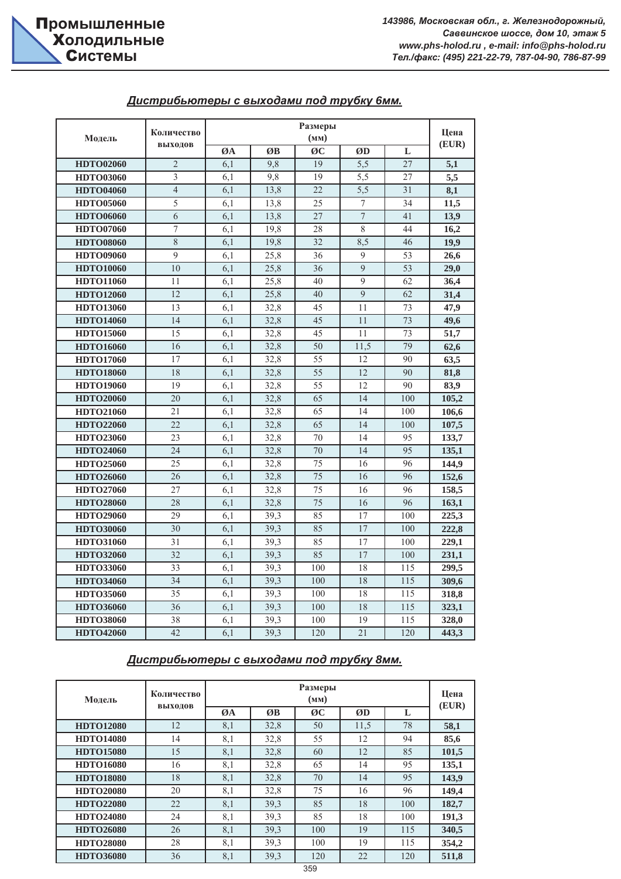## Дистрибьютеры с выходами под трубку 6мм.

| Модель | Количество выходов | Размеры (мм) | | | | | Цена (EUR) |
|---|---|---|---|---|---|---|---|
| | | ØA | ØB | ØC | ØD | L | |
| **HDTO02060** | 2 | 6,1 | 9,8 | 19 | 5,5 | 27 | **5,1** |
| **HDTO03060** | 3 | 6,1 | 9,8 | 19 | 5,5 | 27 | **5,5** |
| **HDTO04060** | 4 | 6,1 | 13,8 | 22 | 5,5 | 31 | **8,1** |
| **HDTO05060** | 5 | 6,1 | 13,8 | 25 | 7 | 34 | **11,5** |
| **HDTO06060** | 6 | 6,1 | 13,8 | 27 | 7 | 41 | **13,9** |
| **HDTO07060** | 7 | 6,1 | 19,8 | 28 | 8 | 44 | **16,2** |
| **HDTO08060** | 8 | 6,1 | 19,8 | 32 | 8,5 | 46 | **19,9** |
| **HDTO09060** | 9 | 6,1 | 25,8 | 36 | 9 | 53 | **26,6** |
| **HDTO10060** | 10 | 6,1 | 25,8 | 36 | 9 | 53 | **29,0** |
| **HDTO11060** | 11 | 6,1 | 25,8 | 40 | 9 | 62 | **36,4** |
| **HDTO12060** | 12 | 6,1 | 25,8 | 40 | 9 | 62 | **31,4** |
| **HDTO13060** | 13 | 6,1 | 32,8 | 45 | 11 | 73 | **47,9** |
| **HDTO14060** | 14 | 6,1 | 32,8 | 45 | 11 | 73 | **49,6** |
| **HDTO15060** | 15 | 6,1 | 32,8 | 45 | 11 | 73 | **51,7** |
| **HDTO16060** | 16 | 6,1 | 32,8 | 50 | 11,5 | 79 | **62,6** |
| **HDTO17060** | 17 | 6,1 | 32,8 | 55 | 12 | 90 | **63,5** |
| **HDTO18060** | 18 | 6,1 | 32,8 | 55 | 12 | 90 | **81,8** |
| **HDTO19060** | 19 | 6,1 | 32,8 | 55 | 12 | 90 | **83,9** |
| **HDTO20060** | 20 | 6,1 | 32,8 | 65 | 14 | 100 | **105,2** |
| **HDTO21060** | 21 | 6,1 | 32,8 | 65 | 14 | 100 | **106,6** |
| **HDTO22060** | 22 | 6,1 | 32,8 | 65 | 14 | 100 | **107,5** |
| **HDTO23060** | 23 | 6,1 | 32,8 | 70 | 14 | 95 | **133,7** |
| **HDTO24060** | 24 | 6,1 | 32,8 | 70 | 14 | 95 | **135,1** |
| **HDTO25060** | 25 | 6,1 | 32,8 | 75 | 16 | 96 | **144,9** |
| **HDTO26060** | 26 | 6,1 | 32,8 | 75 | 16 | 96 | **152,6** |
| **HDTO27060** | 27 | 6,1 | 32,8 | 75 | 16 | 96 | **158,5** |
| **HDTO28060** | 28 | 6,1 | 32,8 | 75 | 16 | 96 | **163,1** |
| **HDTO29060** | 29 | 6,1 | 39,3 | 85 | 17 | 100 | **225,3** |
| **HDTO30060** | 30 | 6,1 | 39,3 | 85 | 17 | 100 | **222,8** |
| **HDTO31060** | 31 | 6,1 | 39,3 | 85 | 17 | 100 | **229,1** |
| **HDTO32060** | 32 | 6,1 | 39,3 | 85 | 17 | 100 | **231,1** |
| **HDTO33060** | 33 | 6,1 | 39,3 | 100 | 18 | 115 | **299,5** |
| **HDTO34060** | 34 | 6,1 | 39,3 | 100 | 18 | 115 | **309,6** |
| **HDTO35060** | 35 | 6,1 | 39,3 | 100 | 18 | 115 | **318,8** |
| **HDTO36060** | 36 | 6,1 | 39,3 | 100 | 18 | 115 | **323,1** |
| **HDTO38060** | 38 | 6,1 | 39,3 | 100 | 19 | 115 | **328,0** |
| **HDTO42060** | 42 | 6,1 | 39,3 | 120 | 21 | 120 | **443,3** |

## Дистрибьютеры с выходами под трубку 8мм.

| Модель | Количество выходов | Размеры (мм) | | | | | Цена (EUR) |
|---|---|---|---|---|---|---|---|
| | | ØA | ØB | ØC | ØD | L | |
| **HDTO12080** | 12 | 8,1 | 32,8 | 50 | 11,5 | 78 | **58,1** |
| **HDTO14080** | 14 | 8,1 | 32,8 | 55 | 12 | 94 | **85,6** |
| **HDTO15080** | 15 | 8,1 | 32,8 | 60 | 12 | 85 | **101,5** |
| **HDTO16080** | 16 | 8,1 | 32,8 | 65 | 14 | 95 | **135,1** |
| **HDTO18080** | 18 | 8,1 | 32,8 | 70 | 14 | 95 | **143,9** |
| **HDTO20080** | 20 | 8,1 | 32,8 | 75 | 16 | 96 | **149,4** |
| **HDTO22080** | 22 | 8,1 | 39,3 | 85 | 18 | 100 | **182,7** |
| **HDTO24080** | 24 | 8,1 | 39,3 | 85 | 18 | 100 | **191,3** |
| **HDTO26080** | 26 | 8,1 | 39,3 | 100 | 19 | 115 | **340,5** |
| **HDTO28080** | 28 | 8,1 | 39,3 | 100 | 19 | 115 | **354,2** |
| **HDTO36080** | 36 | 8,1 | 39,3 | 120 | 22 | 120 | **511,8** |